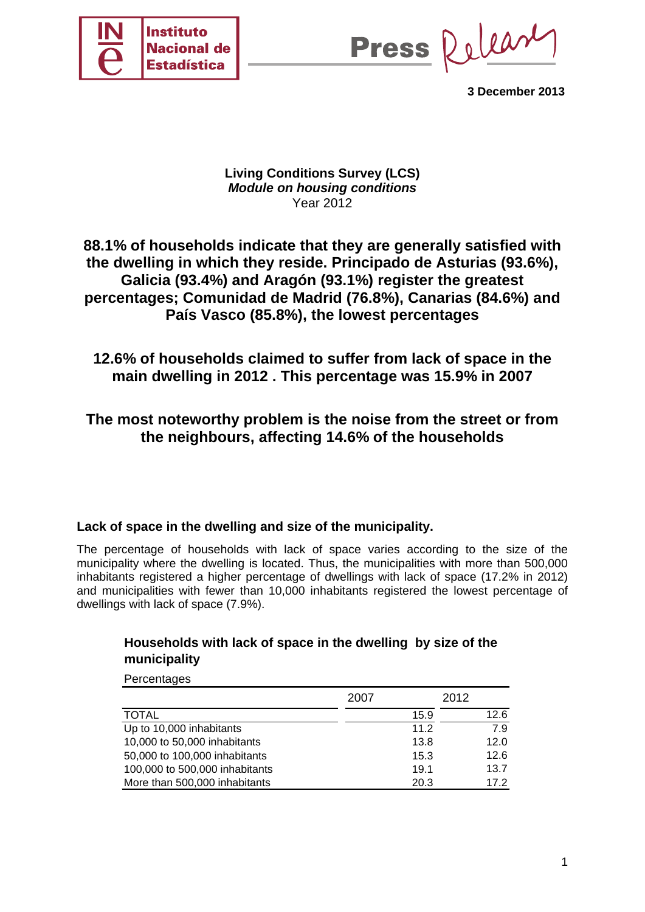3 December 2013

**Living Conditions Survey (LCS)**
***Module on housing conditions***
Year 2012

## 88.1% of households indicate that they are generally satisfied with the dwelling in which they reside. Principado de Asturias (93.6%), Galicia (93.4%) and Aragón (93.1%) register the greatest percentages; Comunidad de Madrid (76.8%), Canarias (84.6%) and País Vasco (85.8%), the lowest percentages

## 12.6% of households claimed to suffer from lack of space in the main dwelling in 2012 . This percentage was 15.9% in 2007

## The most noteworthy problem is the noise from the street or from the neighbours, affecting 14.6% of the households

### Lack of space in the dwelling and size of the municipality.

The percentage of households with lack of space varies according to the size of the municipality where the dwelling is located. Thus, the municipalities with more than 500,000 inhabitants registered a higher percentage of dwellings with lack of space (17.2% in 2012) and municipalities with fewer than 10,000 inhabitants registered the lowest percentage of dwellings with lack of space (7.9%).

**Households with lack of space in the dwelling by size of the municipality**

Percentages

| | 2007 | 2012 |
|---|---|---|
| TOTAL | 15.9 | 12.6 |
| Up to 10,000 inhabitants | 11.2 | 7.9 |
| 10,000 to 50,000 inhabitants | 13.8 | 12.0 |
| 50,000 to 100,000 inhabitants | 15.3 | 12.6 |
| 100,000 to 500,000 inhabitants | 19.1 | 13.7 |
| More than 500,000 inhabitants | 20.3 | 17.2 |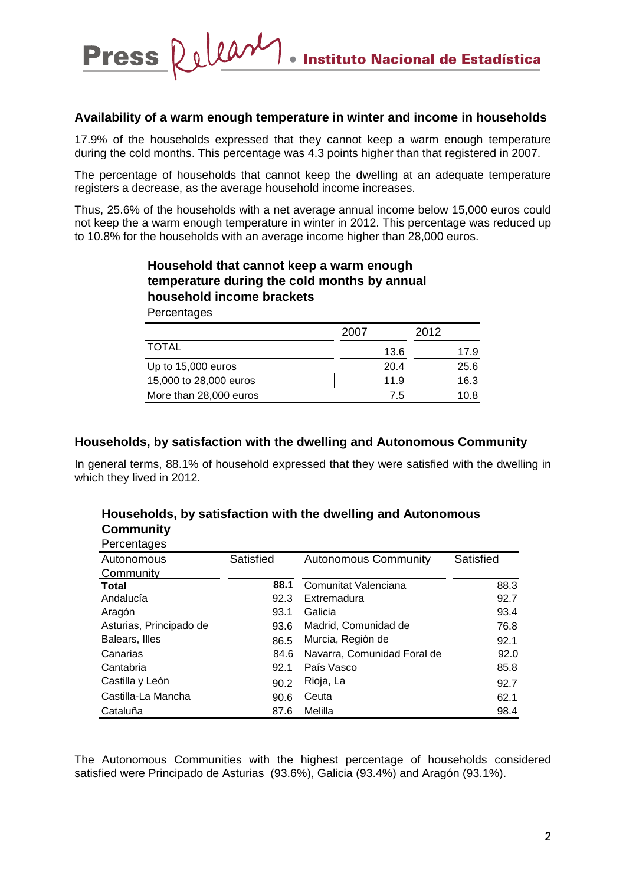## Availability of a warm enough temperature in winter and income in households

17.9% of the households expressed that they cannot keep a warm enough temperature during the cold months. This percentage was 4.3 points higher than that registered in 2007.

The percentage of households that cannot keep the dwelling at an adequate temperature registers a decrease, as the average household income increases.

Thus, 25.6% of the households with a net average annual income below 15,000 euros could not keep a warm enough temperature in winter in 2012. This percentage was reduced up to 10.8% for the households with an average income higher than 28,000 euros.

**Household that cannot keep a warm enough temperature during the cold months by annual household income brackets**

Percentages

| | 2007 | 2012 |
|---|---|---|
| TOTAL | 13.6 | 17.9 |
| Up to 15,000 euros | 20.4 | 25.6 |
| 15,000 to 28,000 euros | 11.9 | 16.3 |
| More than 28,000 euros | 7.5 | 10.8 |

## Households, by satisfaction with the dwelling and Autonomous Community

In general terms, 88.1% of household expressed that they were satisfied with the dwelling in which they lived in 2012.

**Households, by satisfaction with the dwelling and Autonomous Community**

Percentages

| Autonomous Community | Satisfied | Autonomous Community | Satisfied |
|---|---|---|---|
| **Total** | **88.1** | Comunitat Valenciana | 88.3 |
| Andalucía | 92.3 | Extremadura | 92.7 |
| Aragón | 93.1 | Galicia | 93.4 |
| Asturias, Principado de | 93.6 | Madrid, Comunidad de | 76.8 |
| Balears, Illes | 86.5 | Murcia, Región de | 92.1 |
| Canarias | 84.6 | Navarra, Comunidad Foral de | 92.0 |
| Cantabria | 92.1 | País Vasco | 85.8 |
| Castilla y León | 90.2 | Rioja, La | 92.7 |
| Castilla-La Mancha | 90.6 | Ceuta | 62.1 |
| Cataluña | 87.6 | Melilla | 98.4 |

The Autonomous Communities with the highest percentage of households considered satisfied were Principado de Asturias (93.6%), Galicia (93.4%) and Aragón (93.1%).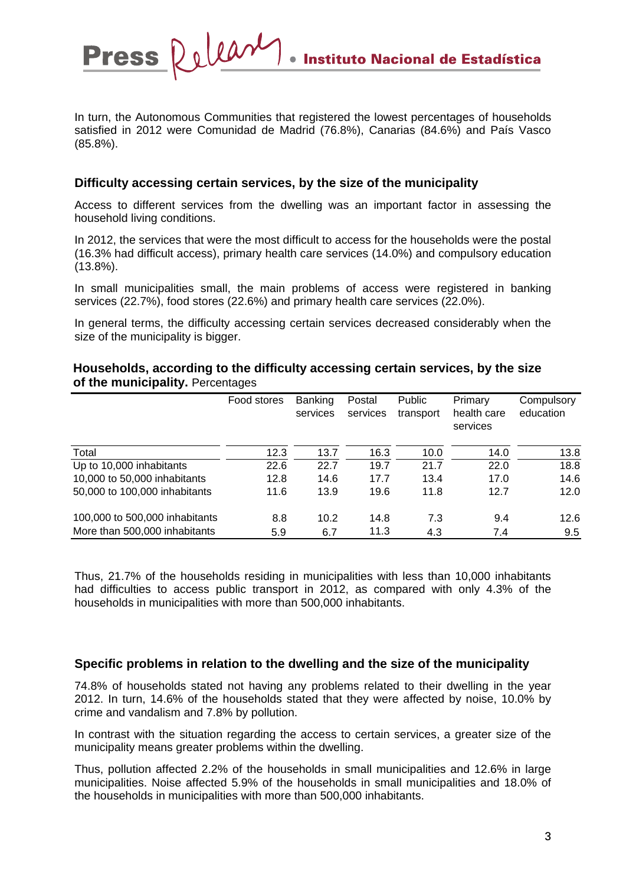In turn, the Autonomous Communities that registered the lowest percentages of households satisfied in 2012 were Comunidad de Madrid (76.8%), Canarias (84.6%) and País Vasco (85.8%).

### Difficulty accessing certain services, by the size of the municipality

Access to different services from the dwelling was an important factor in assessing the household living conditions.

In 2012, the services that were the most difficult to access for the households were the postal (16.3% had difficult access), primary health care services (14.0%) and compulsory education (13.8%).

In small municipalities small, the main problems of access were registered in banking services (22.7%), food stores (22.6%) and primary health care services (22.0%).

In general terms, the difficulty accessing certain services decreased considerably when the size of the municipality is bigger.

**Households, according to the difficulty accessing certain services, by the size of the municipality.** Percentages

| | Food stores | Banking services | Postal services | Public transport | Primary health care services | Compulsory education |
|---|---|---|---|---|---|---|
| Total | 12.3 | 13.7 | 16.3 | 10.0 | 14.0 | 13.8 |
| Up to 10,000 inhabitants | 22.6 | 22.7 | 19.7 | 21.7 | 22.0 | 18.8 |
| 10,000 to 50,000 inhabitants | 12.8 | 14.6 | 17.7 | 13.4 | 17.0 | 14.6 |
| 50,000 to 100,000 inhabitants | 11.6 | 13.9 | 19.6 | 11.8 | 12.7 | 12.0 |
| 100,000 to 500,000 inhabitants | 8.8 | 10.2 | 14.8 | 7.3 | 9.4 | 12.6 |
| More than 500,000 inhabitants | 5.9 | 6.7 | 11.3 | 4.3 | 7.4 | 9.5 |

Thus, 21.7% of the households residing in municipalities with less than 10,000 inhabitants had difficulties to access public transport in 2012, as compared with only 4.3% of the households in municipalities with more than 500,000 inhabitants.

### Specific problems in relation to the dwelling and the size of the municipality

74.8% of households stated not having any problems related to their dwelling in the year 2012. In turn, 14.6% of the households stated that they were affected by noise, 10.0% by crime and vandalism and 7.8% by pollution.

In contrast with the situation regarding the access to certain services, a greater size of the municipality means greater problems within the dwelling.

Thus, pollution affected 2.2% of the households in small municipalities and 12.6% in large municipalities. Noise affected 5.9% of the households in small municipalities and 18.0% of the households in municipalities with more than 500,000 inhabitants.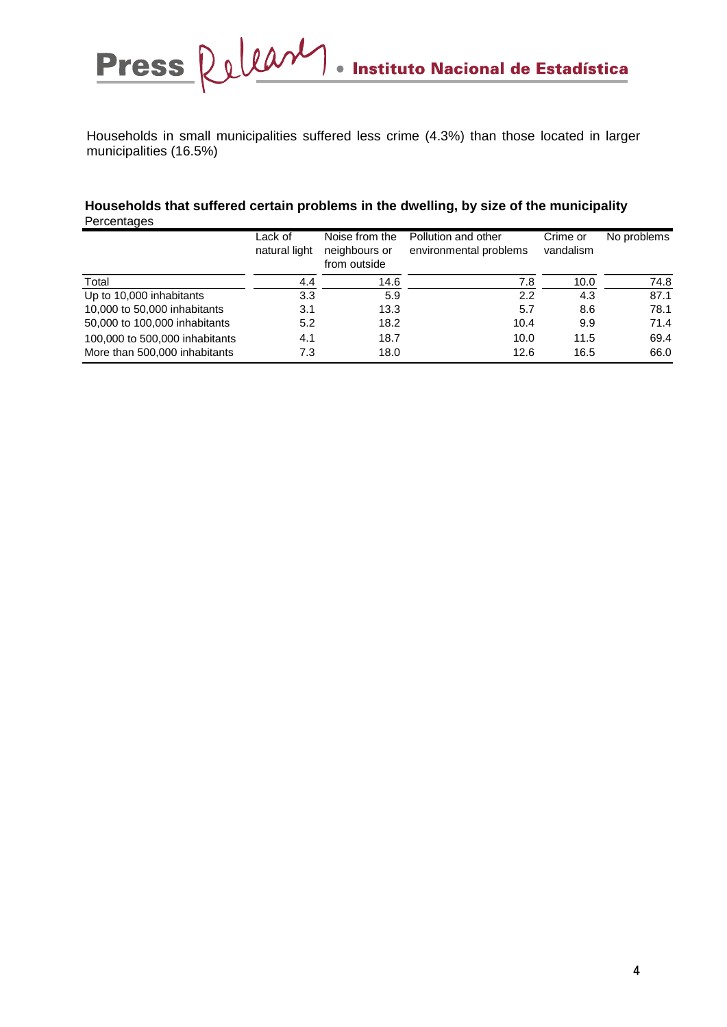Households in small municipalities suffered less crime (4.3%) than those located in larger municipalities (16.5%)

**Households that suffered certain problems in the dwelling, by size of the municipality**
Percentages

| | Lack of natural light | Noise from the neighbours or from outside | Pollution and other environmental problems | Crime or vandalism | No problems |
|---|---|---|---|---|---|
| Total | 4.4 | 14.6 | 7.8 | 10.0 | 74.8 |
| Up to 10,000 inhabitants | 3.3 | 5.9 | 2.2 | 4.3 | 87.1 |
| 10,000 to 50,000 inhabitants | 3.1 | 13.3 | 5.7 | 8.6 | 78.1 |
| 50,000 to 100,000 inhabitants | 5.2 | 18.2 | 10.4 | 9.9 | 71.4 |
| 100,000 to 500,000 inhabitants | 4.1 | 18.7 | 10.0 | 11.5 | 69.4 |
| More than 500,000 inhabitants | 7.3 | 18.0 | 12.6 | 16.5 | 66.0 |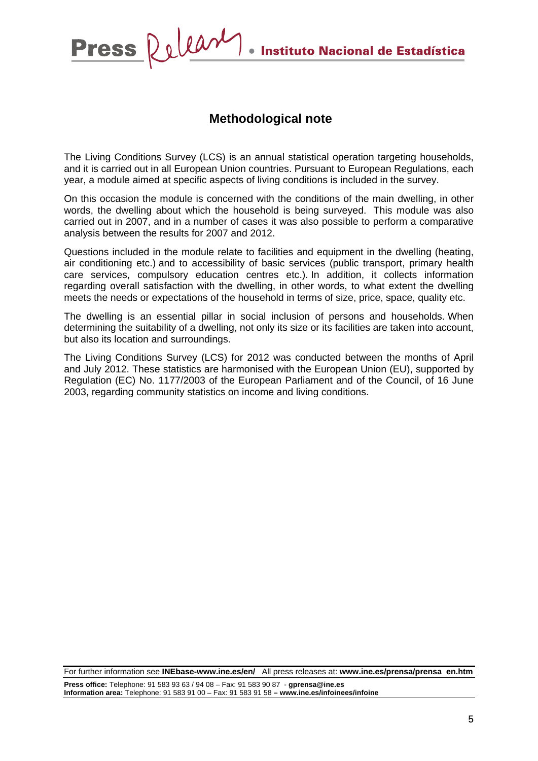## Methodological note

The Living Conditions Survey (LCS) is an annual statistical operation targeting households, and it is carried out in all European Union countries. Pursuant to European Regulations, each year, a module aimed at specific aspects of living conditions is included in the survey.

On this occasion the module is concerned with the conditions of the main dwelling, in other words, the dwelling about which the household is being surveyed. This module was also carried out in 2007, and in a number of cases it was also possible to perform a comparative analysis between the results for 2007 and 2012.

Questions included in the module relate to facilities and equipment in the dwelling (heating, air conditioning etc.) and to accessibility of basic services (public transport, primary health care services, compulsory education centres etc.). In addition, it collects information regarding overall satisfaction with the dwelling, in other words, to what extent the dwelling meets the needs or expectations of the household in terms of size, price, space, quality etc.

The dwelling is an essential pillar in social inclusion of persons and households. When determining the suitability of a dwelling, not only its size or its facilities are taken into account, but also its location and surroundings.

The Living Conditions Survey (LCS) for 2012 was conducted between the months of April and July 2012. These statistics are harmonised with the European Union (EU), supported by Regulation (EC) No. 1177/2003 of the European Parliament and of the Council, of 16 June 2003, regarding community statistics on income and living conditions.